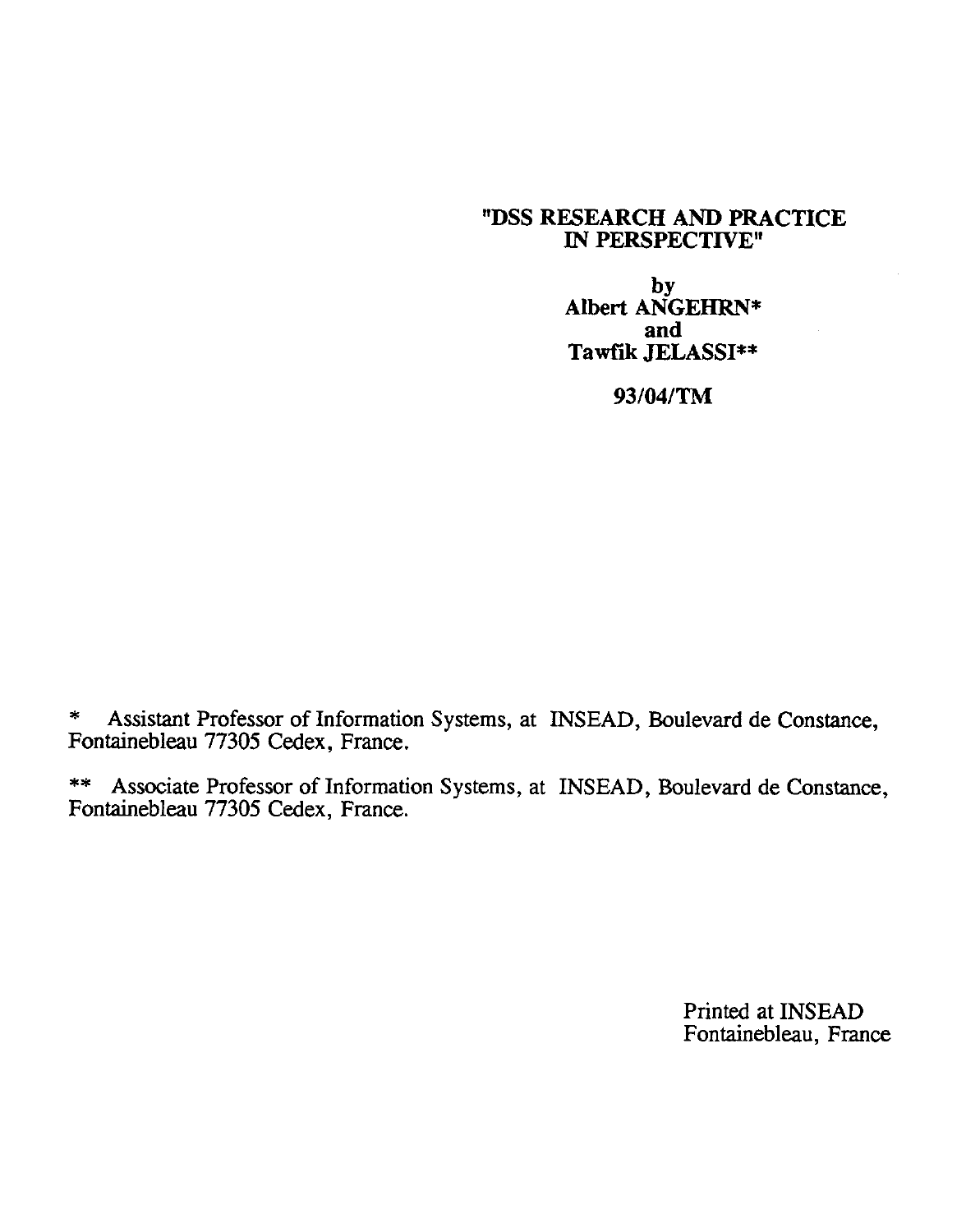# "DSS RESEARCH AND PRACTICE IN PERSPECTIVE"

by
**Albert ANGEHRN***
and
**Tawfik JELASSI****

**93/04/TM**

* Assistant Professor of Information Systems, at INSEAD, Boulevard de Constance, Fontainebleau 77305 Cedex, France.

** Associate Professor of Information Systems, at INSEAD, Boulevard de Constance, Fontainebleau 77305 Cedex, France.

Printed at INSEAD
Fontainebleau, France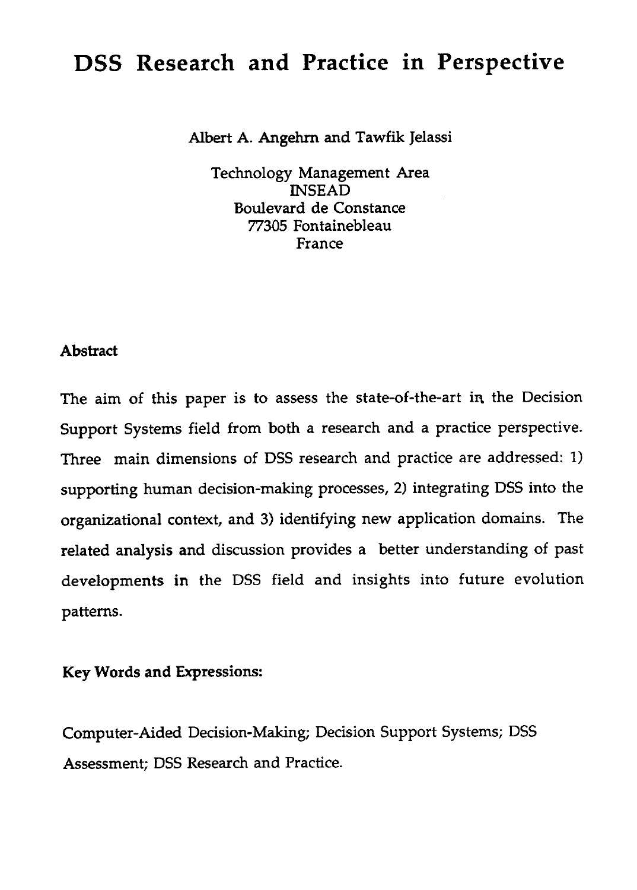# DSS Research and Practice in Perspective

Albert A. Angehrn and Tawfik Jelassi

Technology Management Area
INSEAD
Boulevard de Constance
77305 Fontainebleau
France

**Abstract**

The aim of this paper is to assess the state-of-the-art in the Decision Support Systems field from both a research and a practice perspective. Three main dimensions of DSS research and practice are addressed: 1) supporting human decision-making processes, 2) integrating DSS into the organizational context, and 3) identifying new application domains. The related analysis and discussion provides a better understanding of past developments in the DSS field and insights into future evolution patterns.

**Key Words and Expressions:**

Computer-Aided Decision-Making; Decision Support Systems; DSS Assessment; DSS Research and Practice.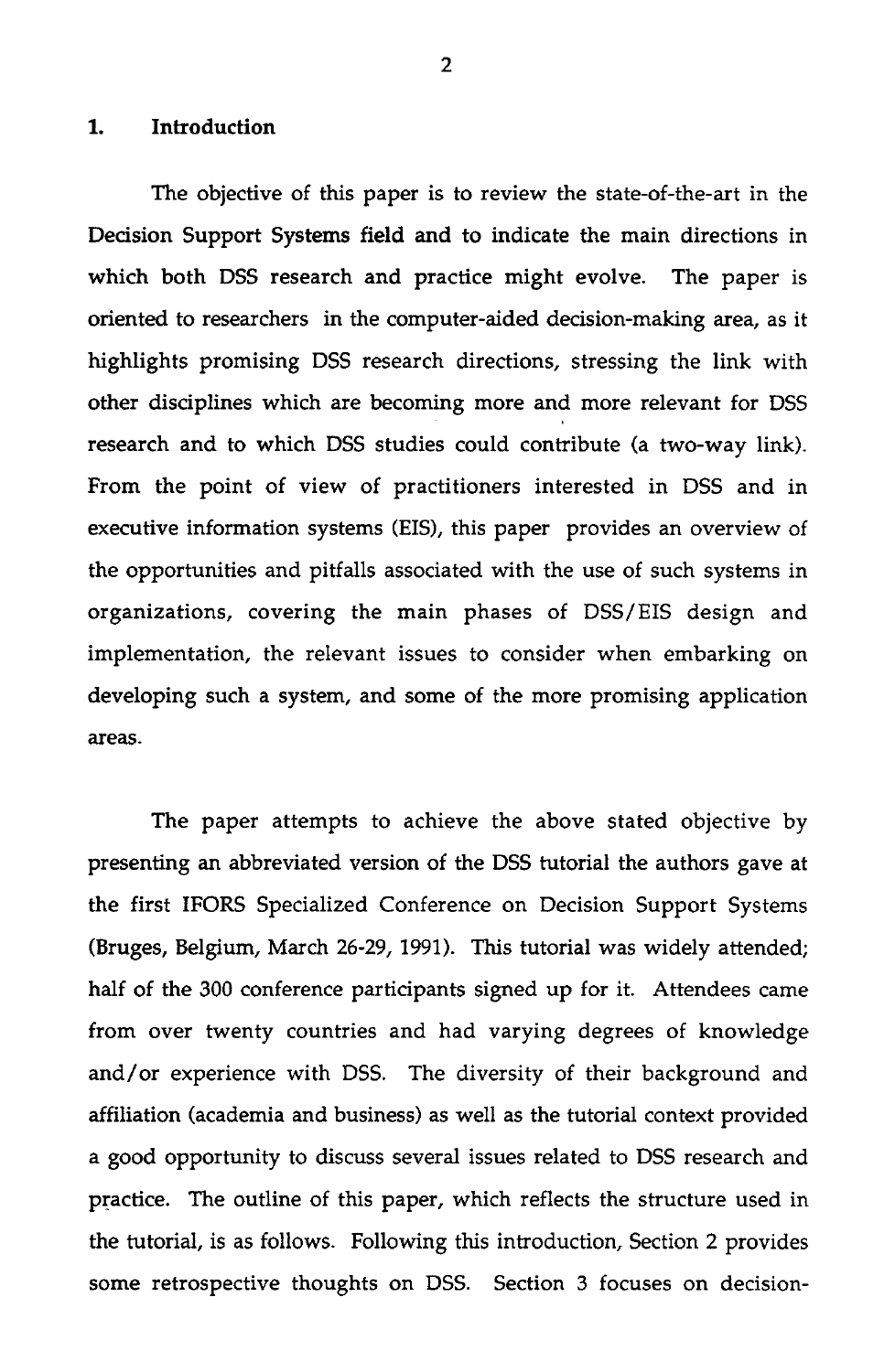## 1. Introduction

The objective of this paper is to review the state-of-the-art in the Decision Support Systems field and to indicate the main directions in which both DSS research and practice might evolve. The paper is oriented to researchers in the computer-aided decision-making area, as it highlights promising DSS research directions, stressing the link with other disciplines which are becoming more and more relevant for DSS research and to which DSS studies could contribute (a two-way link). From the point of view of practitioners interested in DSS and in executive information systems (EIS), this paper provides an overview of the opportunities and pitfalls associated with the use of such systems in organizations, covering the main phases of DSS/EIS design and implementation, the relevant issues to consider when embarking on developing such a system, and some of the more promising application areas.

The paper attempts to achieve the above stated objective by presenting an abbreviated version of the DSS tutorial the authors gave at the first IFORS Specialized Conference on Decision Support Systems (Bruges, Belgium, March 26-29, 1991). This tutorial was widely attended; half of the 300 conference participants signed up for it. Attendees came from over twenty countries and had varying degrees of knowledge and/or experience with DSS. The diversity of their background and affiliation (academia and business) as well as the tutorial context provided a good opportunity to discuss several issues related to DSS research and practice. The outline of this paper, which reflects the structure used in the tutorial, is as follows. Following this introduction, Section 2 provides some retrospective thoughts on DSS. Section 3 focuses on decision-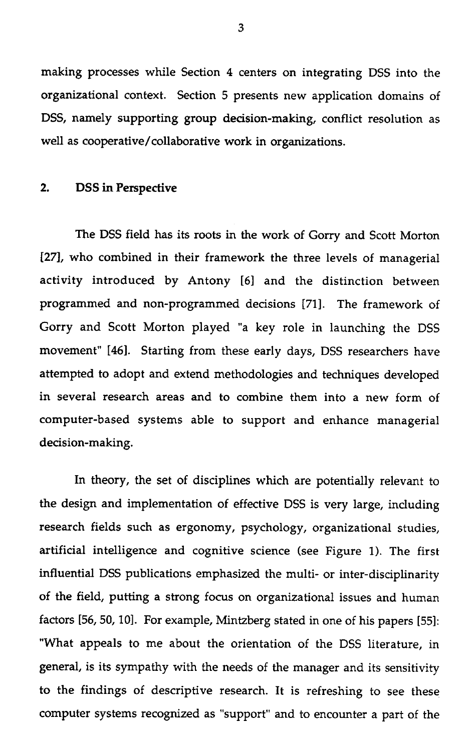making processes while Section 4 centers on integrating DSS into the organizational context. Section 5 presents new application domains of DSS, namely supporting group decision-making, conflict resolution as well as cooperative/collaborative work in organizations.

## 2. DSS in Perspective

The DSS field has its roots in the work of Gorry and Scott Morton [27], who combined in their framework the three levels of managerial activity introduced by Antony [6] and the distinction between programmed and non-programmed decisions [71]. The framework of Gorry and Scott Morton played "a key role in launching the DSS movement" [46]. Starting from these early days, DSS researchers have attempted to adopt and extend methodologies and techniques developed in several research areas and to combine them into a new form of computer-based systems able to support and enhance managerial decision-making.

In theory, the set of disciplines which are potentially relevant to the design and implementation of effective DSS is very large, including research fields such as ergonomy, psychology, organizational studies, artificial intelligence and cognitive science (see Figure 1). The first influential DSS publications emphasized the multi- or inter-disciplinarity of the field, putting a strong focus on organizational issues and human factors [56, 50, 10]. For example, Mintzberg stated in one of his papers [55]: "What appeals to me about the orientation of the DSS literature, in general, is its sympathy with the needs of the manager and its sensitivity to the findings of descriptive research. It is refreshing to see these computer systems recognized as "support" and to encounter a part of the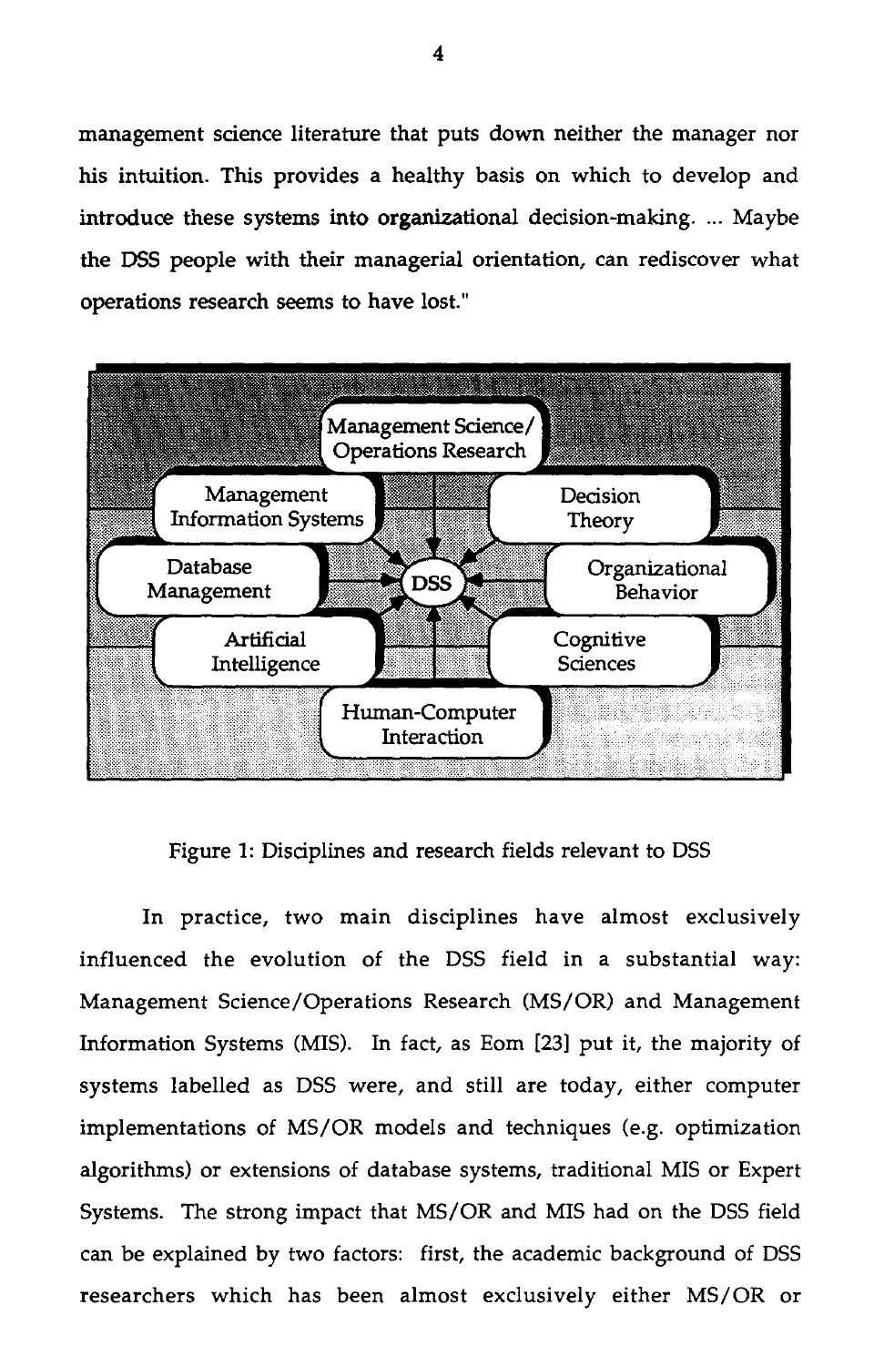management science literature that puts down neither the manager nor his intuition. This provides a healthy basis on which to develop and introduce these systems into organizational decision-making. ... Maybe the DSS people with their managerial orientation, can rediscover what operations research seems to have lost."

Figure 1: Disciplines and research fields relevant to DSS

In practice, two main disciplines have almost exclusively influenced the evolution of the DSS field in a substantial way: Management Science/Operations Research (MS/OR) and Management Information Systems (MIS). In fact, as Eom [23] put it, the majority of systems labelled as DSS were, and still are today, either computer implementations of MS/OR models and techniques (e.g. optimization algorithms) or extensions of database systems, traditional MIS or Expert Systems. The strong impact that MS/OR and MIS had on the DSS field can be explained by two factors: first, the academic background of DSS researchers which has been almost exclusively either MS/OR or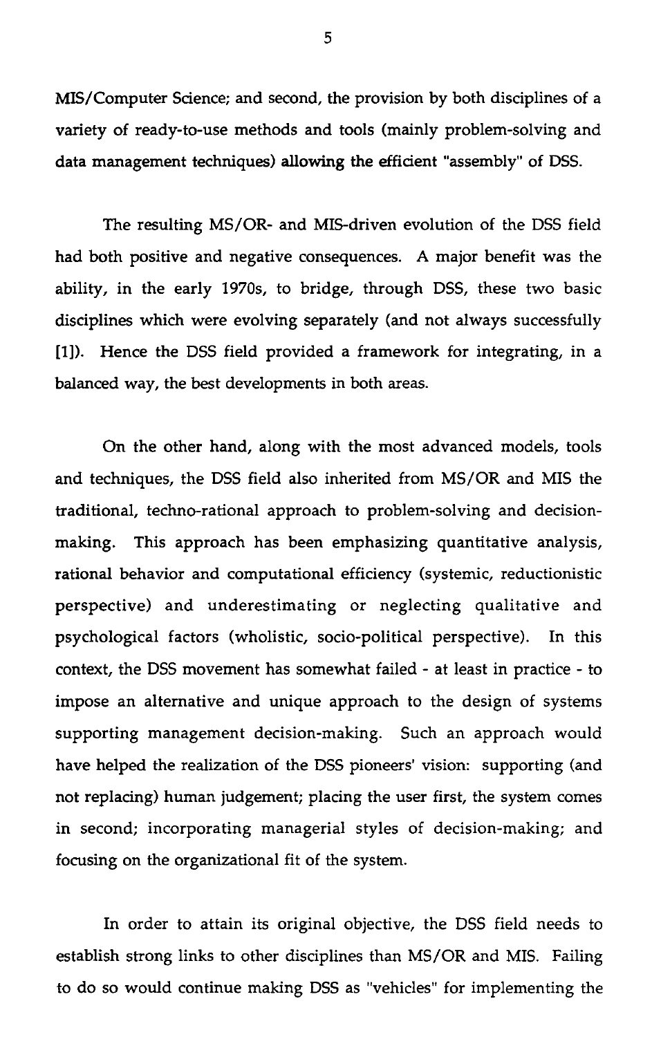MIS/Computer Science; and second, the provision by both disciplines of a variety of ready-to-use methods and tools (mainly problem-solving and data management techniques) allowing the efficient "assembly" of DSS.

The resulting MS/OR- and MIS-driven evolution of the DSS field had both positive and negative consequences. A major benefit was the ability, in the early 1970s, to bridge, through DSS, these two basic disciplines which were evolving separately (and not always successfully [1]). Hence the DSS field provided a framework for integrating, in a balanced way, the best developments in both areas.

On the other hand, along with the most advanced models, tools and techniques, the DSS field also inherited from MS/OR and MIS the traditional, techno-rational approach to problem-solving and decision-making. This approach has been emphasizing quantitative analysis, rational behavior and computational efficiency (systemic, reductionistic perspective) and underestimating or neglecting qualitative and psychological factors (wholistic, socio-political perspective). In this context, the DSS movement has somewhat failed - at least in practice - to impose an alternative and unique approach to the design of systems supporting management decision-making. Such an approach would have helped the realization of the DSS pioneers' vision: supporting (and not replacing) human judgement; placing the user first, the system comes in second; incorporating managerial styles of decision-making; and focusing on the organizational fit of the system.

In order to attain its original objective, the DSS field needs to establish strong links to other disciplines than MS/OR and MIS. Failing to do so would continue making DSS as "vehicles" for implementing the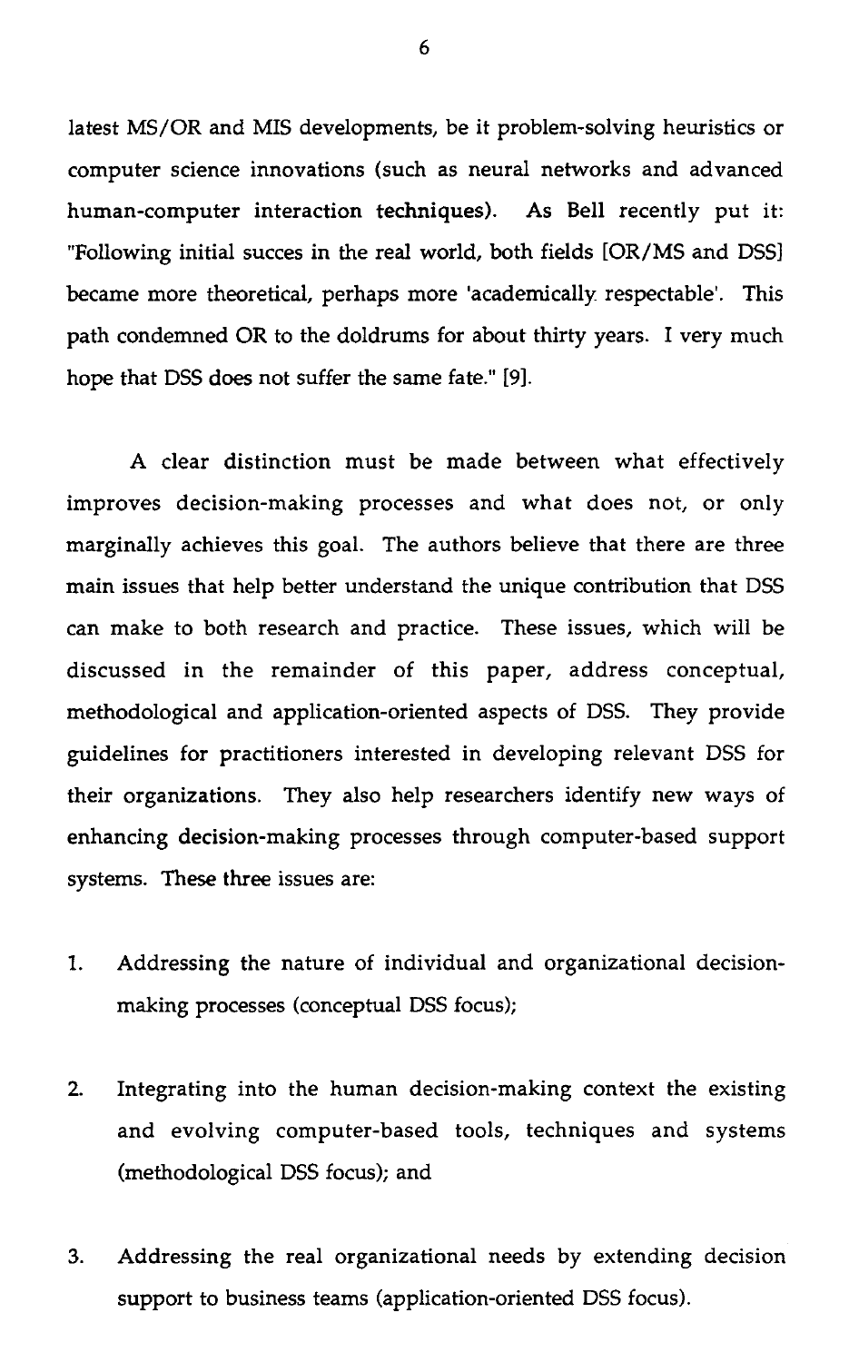latest MS/OR and MIS developments, be it problem-solving heuristics or computer science innovations (such as neural networks and advanced human-computer interaction techniques). As Bell recently put it: "Following initial succes in the real world, both fields [OR/MS and DSS] became more theoretical, perhaps more 'academically respectable'. This path condemned OR to the doldrums for about thirty years. I very much hope that DSS does not suffer the same fate." [9].

A clear distinction must be made between what effectively improves decision-making processes and what does not, or only marginally achieves this goal. The authors believe that there are three main issues that help better understand the unique contribution that DSS can make to both research and practice. These issues, which will be discussed in the remainder of this paper, address conceptual, methodological and application-oriented aspects of DSS. They provide guidelines for practitioners interested in developing relevant DSS for their organizations. They also help researchers identify new ways of enhancing decision-making processes through computer-based support systems. These three issues are:

1. Addressing the nature of individual and organizational decision-making processes (conceptual DSS focus);

2. Integrating into the human decision-making context the existing and evolving computer-based tools, techniques and systems (methodological DSS focus); and

3. Addressing the real organizational needs by extending decision support to business teams (application-oriented DSS focus).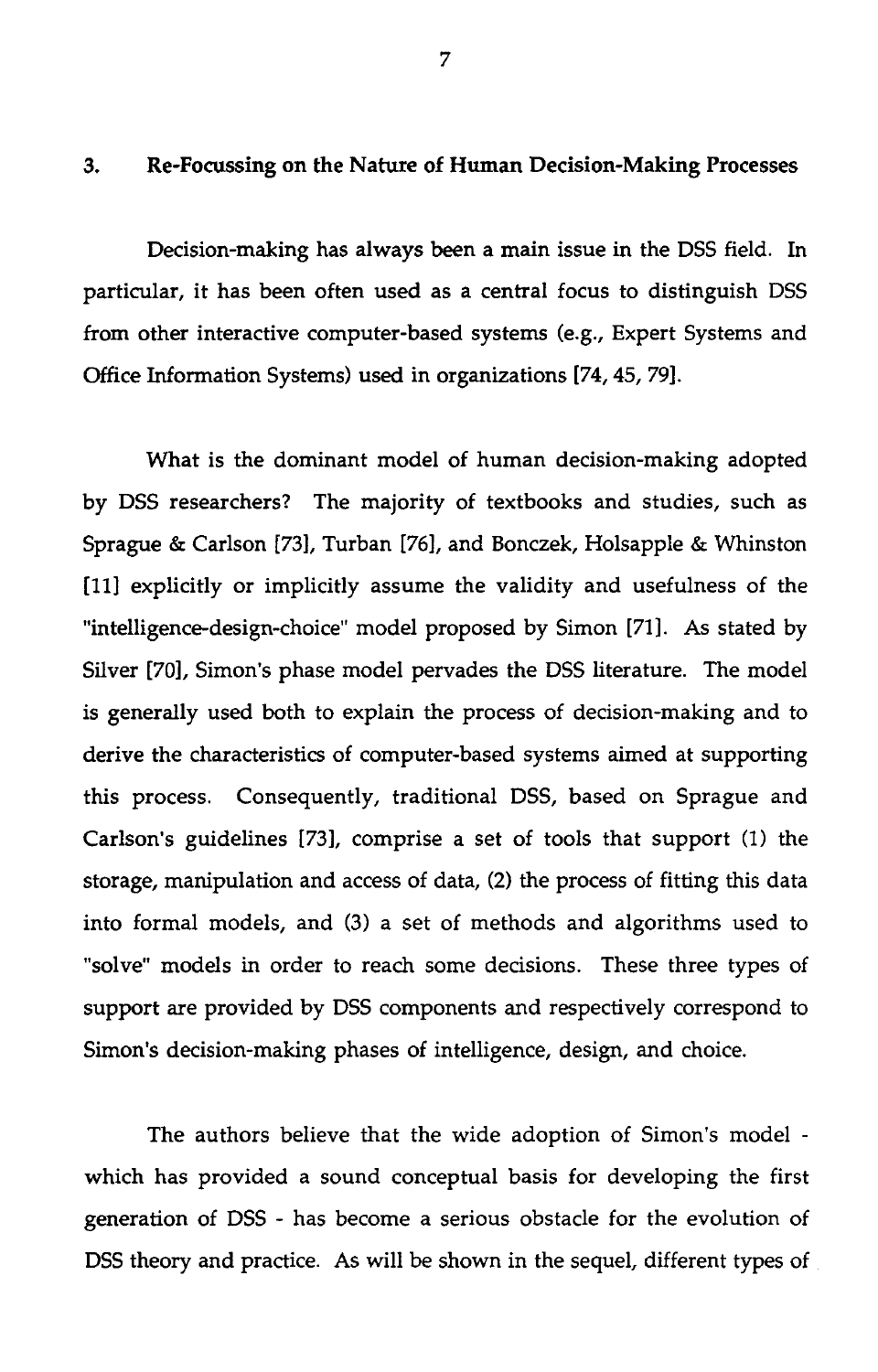## 3. Re-Focussing on the Nature of Human Decision-Making Processes

Decision-making has always been a main issue in the DSS field. In particular, it has been often used as a central focus to distinguish DSS from other interactive computer-based systems (e.g., Expert Systems and Office Information Systems) used in organizations [74, 45, 79].

What is the dominant model of human decision-making adopted by DSS researchers? The majority of textbooks and studies, such as Sprague & Carlson [73], Turban [76], and Bonczek, Holsapple & Whinston [11] explicitly or implicitly assume the validity and usefulness of the "intelligence-design-choice" model proposed by Simon [71]. As stated by Silver [70], Simon's phase model pervades the DSS literature. The model is generally used both to explain the process of decision-making and to derive the characteristics of computer-based systems aimed at supporting this process. Consequently, traditional DSS, based on Sprague and Carlson's guidelines [73], comprise a set of tools that support (1) the storage, manipulation and access of data, (2) the process of fitting this data into formal models, and (3) a set of methods and algorithms used to "solve" models in order to reach some decisions. These three types of support are provided by DSS components and respectively correspond to Simon's decision-making phases of intelligence, design, and choice.

The authors believe that the wide adoption of Simon's model - which has provided a sound conceptual basis for developing the first generation of DSS - has become a serious obstacle for the evolution of DSS theory and practice. As will be shown in the sequel, different types of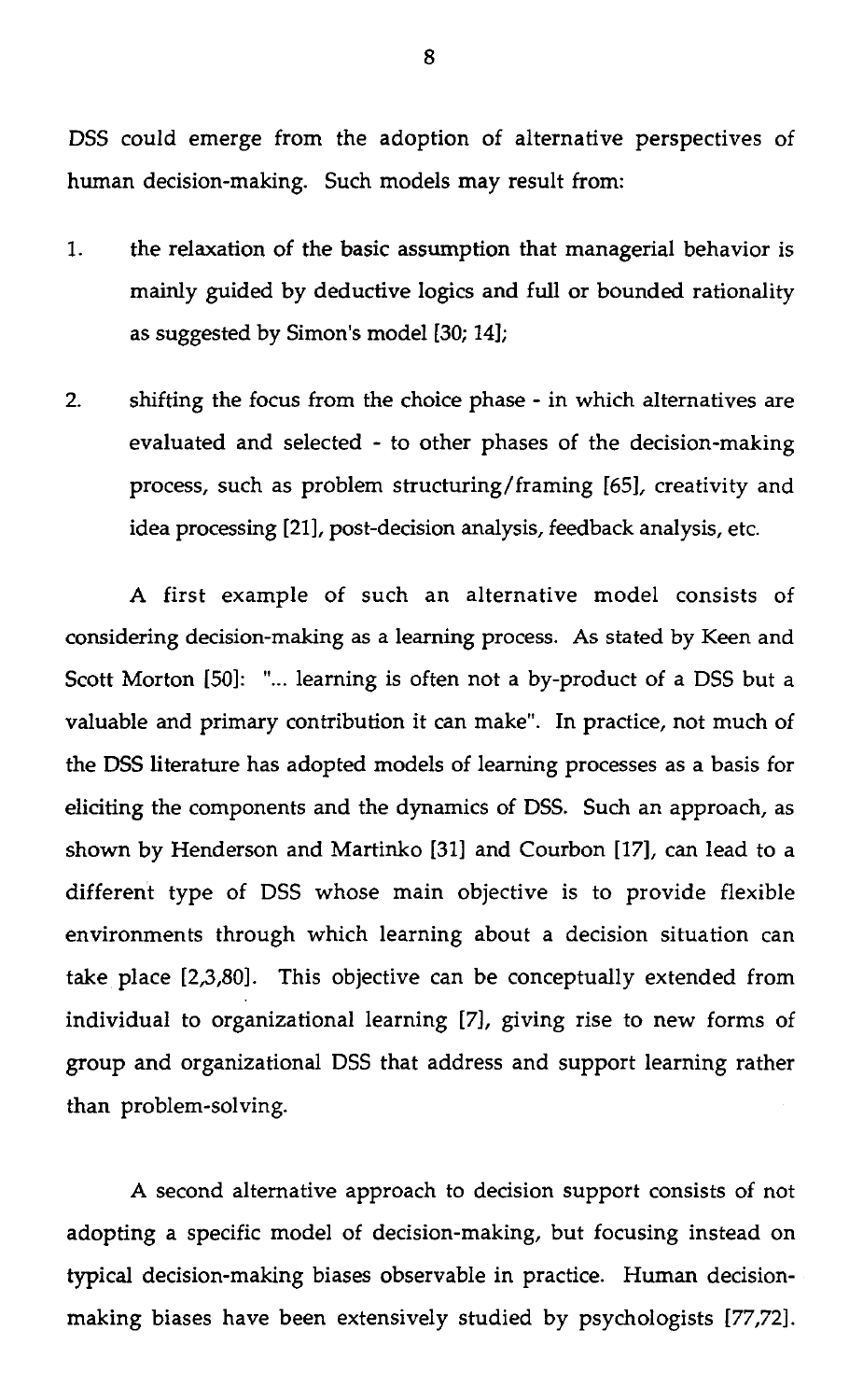DSS could emerge from the adoption of alternative perspectives of human decision-making. Such models may result from:

1. the relaxation of the basic assumption that managerial behavior is mainly guided by deductive logics and full or bounded rationality as suggested by Simon's model [30; 14];

2. shifting the focus from the choice phase - in which alternatives are evaluated and selected - to other phases of the decision-making process, such as problem structuring/framing [65], creativity and idea processing [21], post-decision analysis, feedback analysis, etc.

A first example of such an alternative model consists of considering decision-making as a learning process. As stated by Keen and Scott Morton [50]: "... learning is often not a by-product of a DSS but a valuable and primary contribution it can make". In practice, not much of the DSS literature has adopted models of learning processes as a basis for eliciting the components and the dynamics of DSS. Such an approach, as shown by Henderson and Martinko [31] and Courbon [17], can lead to a different type of DSS whose main objective is to provide flexible environments through which learning about a decision situation can take place [2,3,80]. This objective can be conceptually extended from individual to organizational learning [7], giving rise to new forms of group and organizational DSS that address and support learning rather than problem-solving.

A second alternative approach to decision support consists of not adopting a specific model of decision-making, but focusing instead on typical decision-making biases observable in practice. Human decision-making biases have been extensively studied by psychologists [77,72].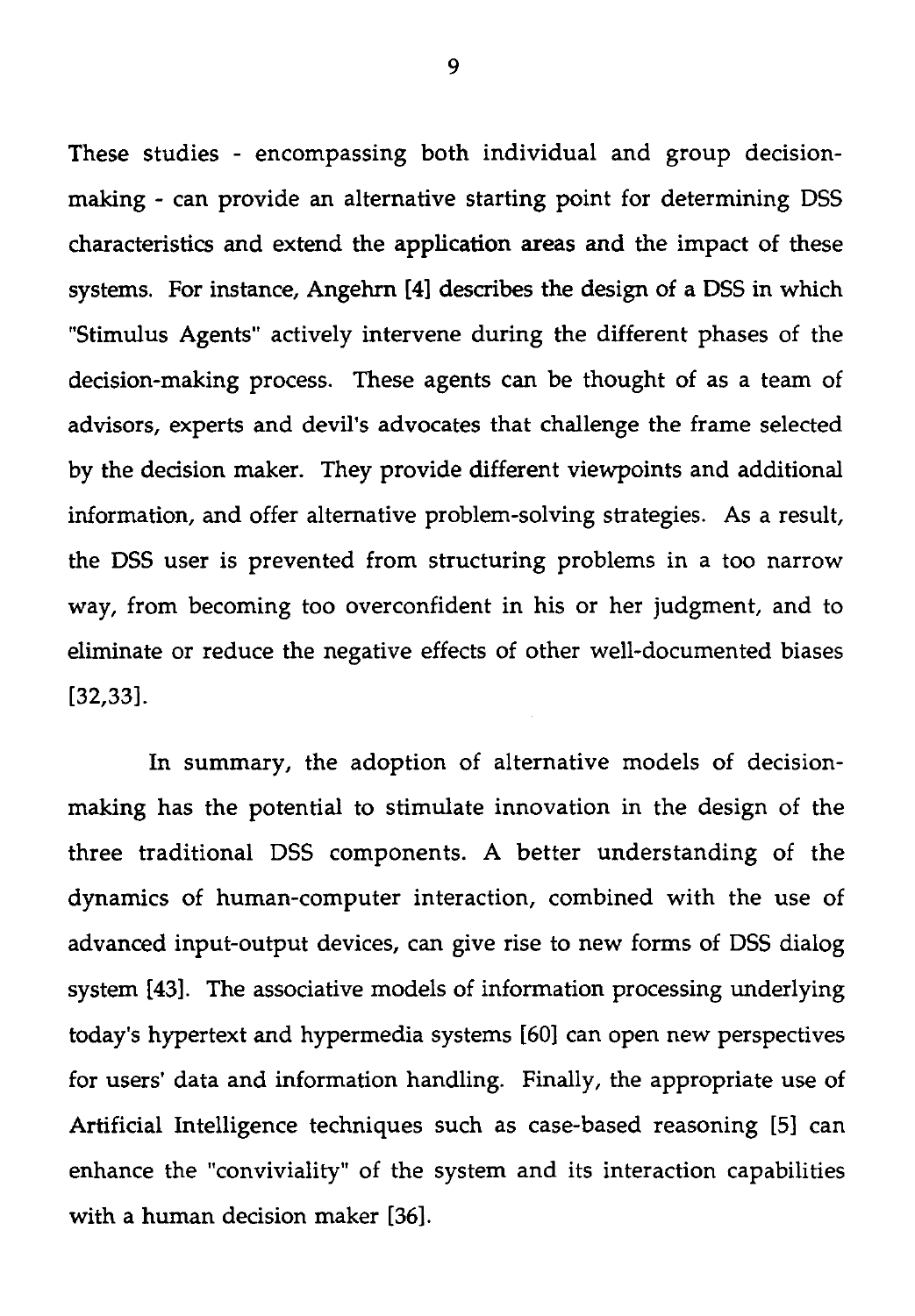These studies - encompassing both individual and group decision-making - can provide an alternative starting point for determining DSS characteristics and extend the application areas and the impact of these systems. For instance, Angehrn [4] describes the design of a DSS in which "Stimulus Agents" actively intervene during the different phases of the decision-making process. These agents can be thought of as a team of advisors, experts and devil's advocates that challenge the frame selected by the decision maker. They provide different viewpoints and additional information, and offer alternative problem-solving strategies. As a result, the DSS user is prevented from structuring problems in a too narrow way, from becoming too overconfident in his or her judgment, and to eliminate or reduce the negative effects of other well-documented biases [32,33].

In summary, the adoption of alternative models of decision-making has the potential to stimulate innovation in the design of the three traditional DSS components. A better understanding of the dynamics of human-computer interaction, combined with the use of advanced input-output devices, can give rise to new forms of DSS dialog system [43]. The associative models of information processing underlying today's hypertext and hypermedia systems [60] can open new perspectives for users' data and information handling. Finally, the appropriate use of Artificial Intelligence techniques such as case-based reasoning [5] can enhance the "conviviality" of the system and its interaction capabilities with a human decision maker [36].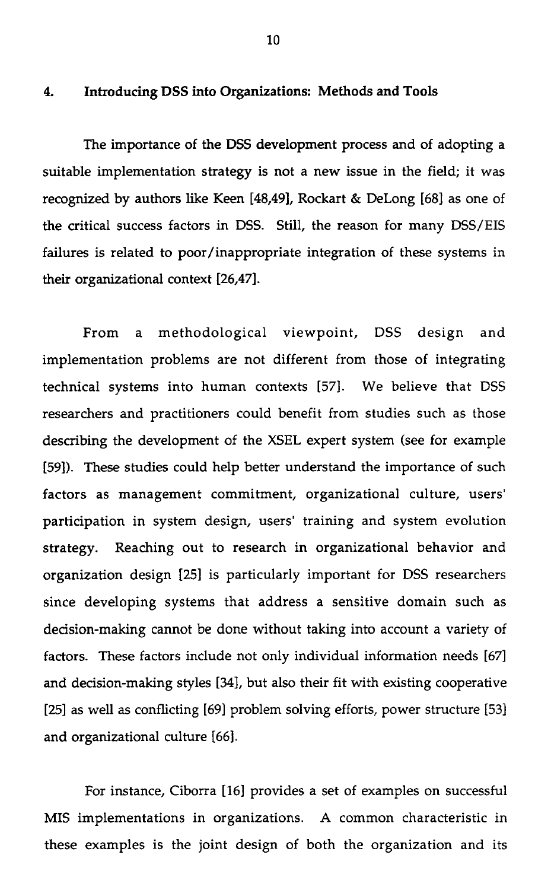## 4. Introducing DSS into Organizations: Methods and Tools

The importance of the DSS development process and of adopting a suitable implementation strategy is not a new issue in the field; it was recognized by authors like Keen [48,49], Rockart & DeLong [68] as one of the critical success factors in DSS. Still, the reason for many DSS/EIS failures is related to poor/inappropriate integration of these systems in their organizational context [26,47].

From a methodological viewpoint, DSS design and implementation problems are not different from those of integrating technical systems into human contexts [57]. We believe that DSS researchers and practitioners could benefit from studies such as those describing the development of the XSEL expert system (see for example [59]). These studies could help better understand the importance of such factors as management commitment, organizational culture, users' participation in system design, users' training and system evolution strategy. Reaching out to research in organizational behavior and organization design [25] is particularly important for DSS researchers since developing systems that address a sensitive domain such as decision-making cannot be done without taking into account a variety of factors. These factors include not only individual information needs [67] and decision-making styles [34], but also their fit with existing cooperative [25] as well as conflicting [69] problem solving efforts, power structure [53] and organizational culture [66].

For instance, Ciborra [16] provides a set of examples on successful MIS implementations in organizations. A common characteristic in these examples is the joint design of both the organization and its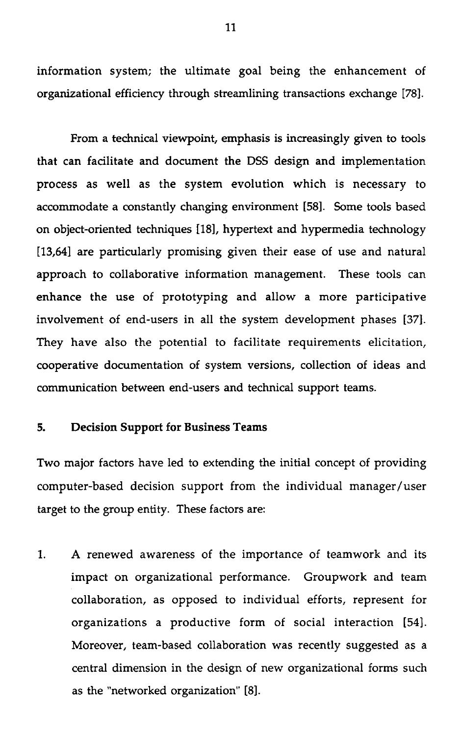information system; the ultimate goal being the enhancement of organizational efficiency through streamlining transactions exchange [78].

From a technical viewpoint, emphasis is increasingly given to tools that can facilitate and document the DSS design and implementation process as well as the system evolution which is necessary to accommodate a constantly changing environment [58]. Some tools based on object-oriented techniques [18], hypertext and hypermedia technology [13,64] are particularly promising given their ease of use and natural approach to collaborative information management. These tools can enhance the use of prototyping and allow a more participative involvement of end-users in all the system development phases [37]. They have also the potential to facilitate requirements elicitation, cooperative documentation of system versions, collection of ideas and communication between end-users and technical support teams.

## 5. Decision Support for Business Teams

Two major factors have led to extending the initial concept of providing computer-based decision support from the individual manager/user target to the group entity. These factors are:

1. A renewed awareness of the importance of teamwork and its impact on organizational performance. Groupwork and team collaboration, as opposed to individual efforts, represent for organizations a productive form of social interaction [54]. Moreover, team-based collaboration was recently suggested as a central dimension in the design of new organizational forms such as the "networked organization" [8].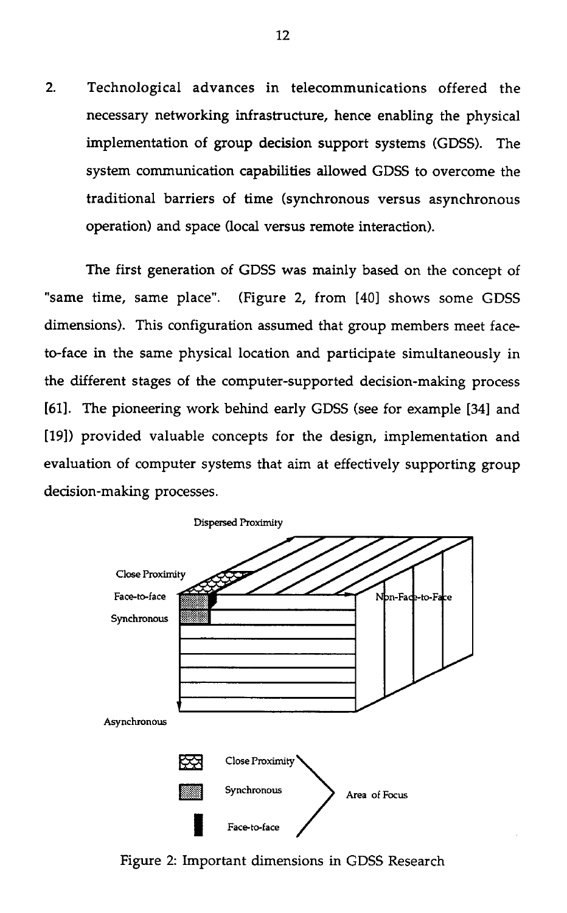2. Technological advances in telecommunications offered the necessary networking infrastructure, hence enabling the physical implementation of group decision support systems (GDSS). The system communication capabilities allowed GDSS to overcome the traditional barriers of time (synchronous versus asynchronous operation) and space (local versus remote interaction).

The first generation of GDSS was mainly based on the concept of "same time, same place". (Figure 2, from [40] shows some GDSS dimensions). This configuration assumed that group members meet face-to-face in the same physical location and participate simultaneously in the different stages of the computer-supported decision-making process [61]. The pioneering work behind early GDSS (see for example [34] and [19]) provided valuable concepts for the design, implementation and evaluation of computer systems that aim at effectively supporting group decision-making processes.

Dispersed Proximity

Close Proximity

Face-to-face

Synchronous

Non-Face-to-Face

Asynchronous

Close Proximity

Synchronous

Face-to-face

Area of Focus

Figure 2: Important dimensions in GDSS Research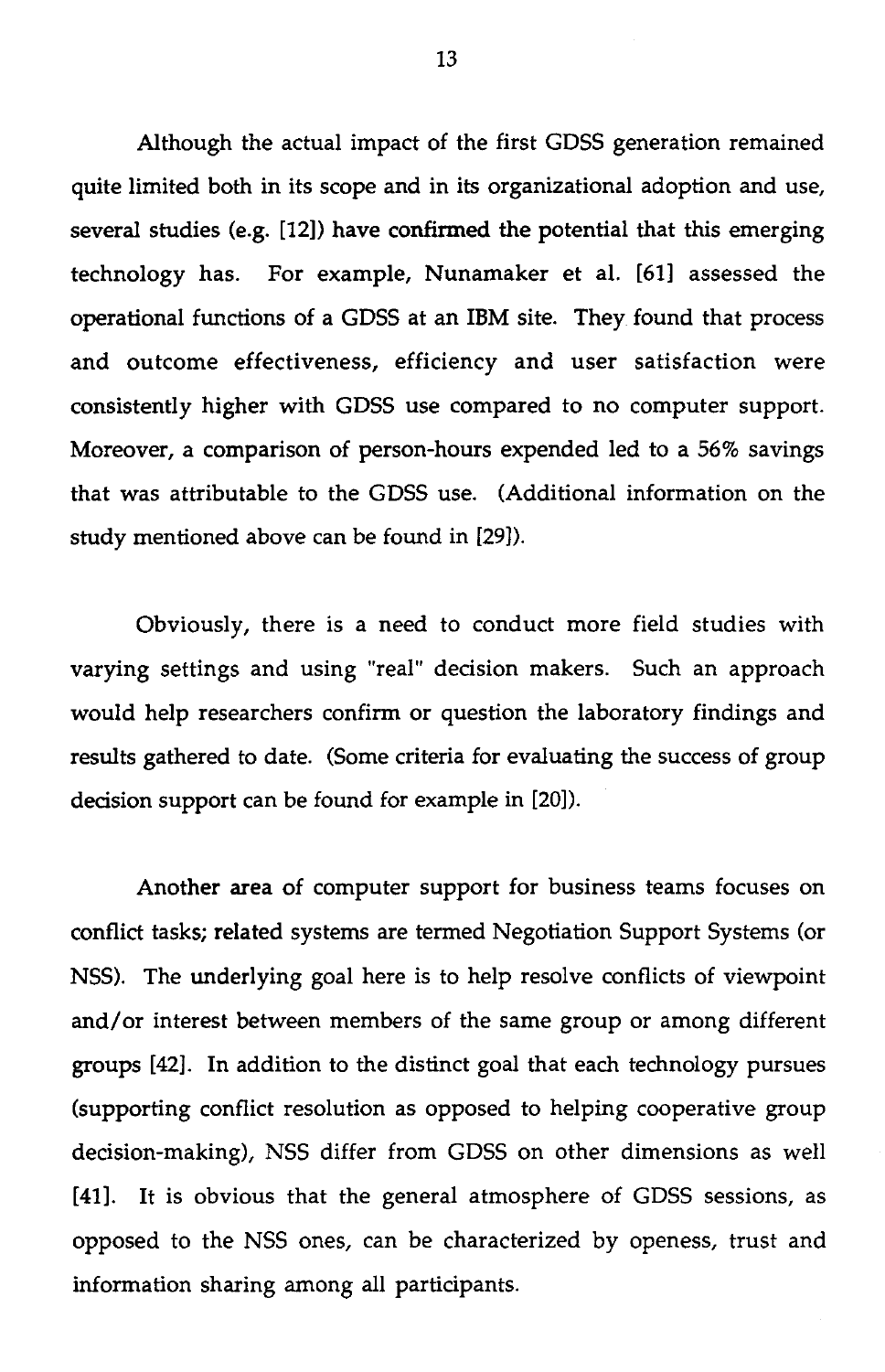Although the actual impact of the first GDSS generation remained quite limited both in its scope and in its organizational adoption and use, several studies (e.g. [12]) have confirmed the potential that this emerging technology has. For example, Nunamaker et al. [61] assessed the operational functions of a GDSS at an IBM site. They found that process and outcome effectiveness, efficiency and user satisfaction were consistently higher with GDSS use compared to no computer support. Moreover, a comparison of person-hours expended led to a 56% savings that was attributable to the GDSS use. (Additional information on the study mentioned above can be found in [29]).

Obviously, there is a need to conduct more field studies with varying settings and using "real" decision makers. Such an approach would help researchers confirm or question the laboratory findings and results gathered to date. (Some criteria for evaluating the success of group decision support can be found for example in [20]).

Another area of computer support for business teams focuses on conflict tasks; related systems are termed Negotiation Support Systems (or NSS). The underlying goal here is to help resolve conflicts of viewpoint and/or interest between members of the same group or among different groups [42]. In addition to the distinct goal that each technology pursues (supporting conflict resolution as opposed to helping cooperative group decision-making), NSS differ from GDSS on other dimensions as well [41]. It is obvious that the general atmosphere of GDSS sessions, as opposed to the NSS ones, can be characterized by openess, trust and information sharing among all participants.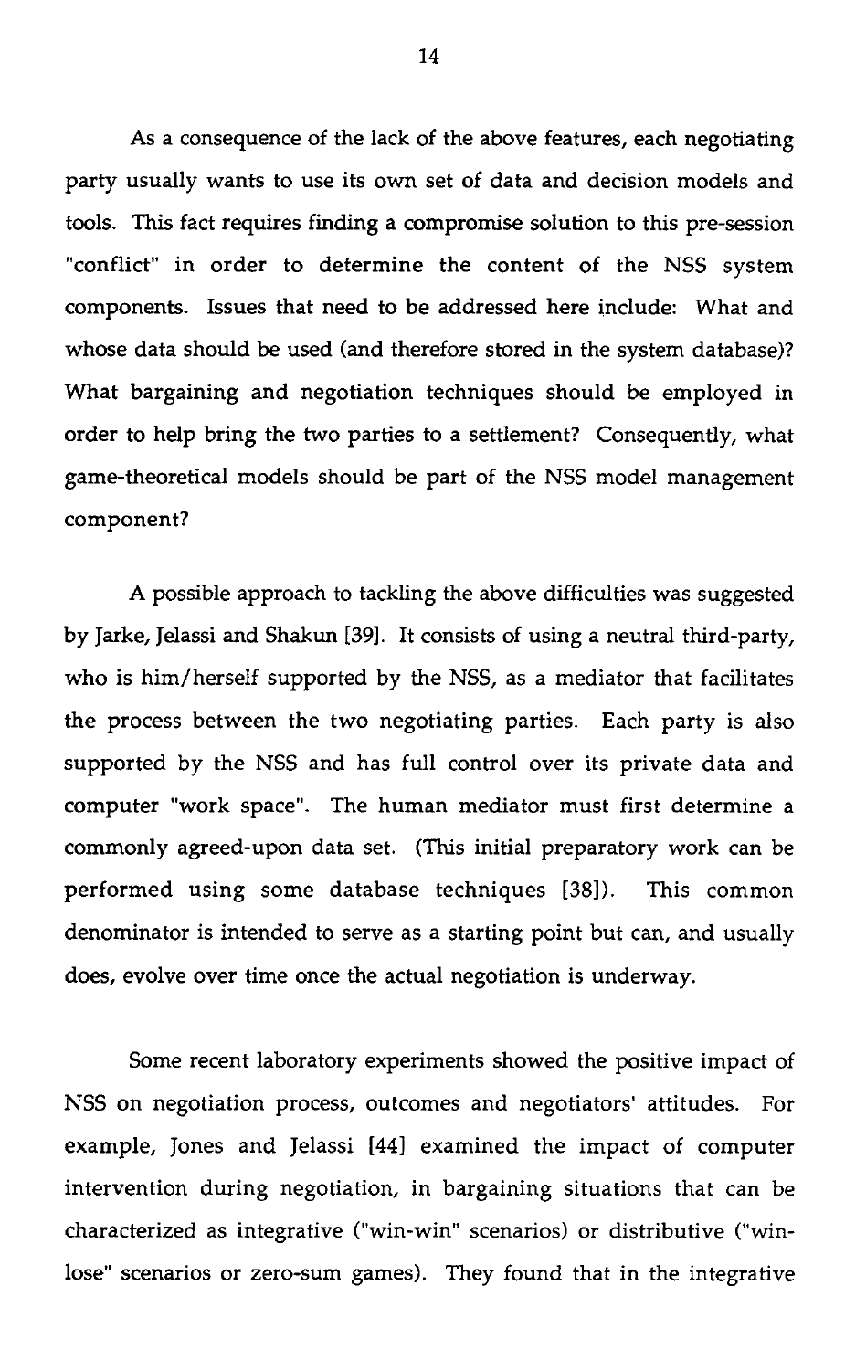As a consequence of the lack of the above features, each negotiating party usually wants to use its own set of data and decision models and tools. This fact requires finding a compromise solution to this pre-session "conflict" in order to determine the content of the NSS system components. Issues that need to be addressed here include: What and whose data should be used (and therefore stored in the system database)? What bargaining and negotiation techniques should be employed in order to help bring the two parties to a settlement? Consequently, what game-theoretical models should be part of the NSS model management component?

A possible approach to tackling the above difficulties was suggested by Jarke, Jelassi and Shakun [39]. It consists of using a neutral third-party, who is him/herself supported by the NSS, as a mediator that facilitates the process between the two negotiating parties. Each party is also supported by the NSS and has full control over its private data and computer "work space". The human mediator must first determine a commonly agreed-upon data set. (This initial preparatory work can be performed using some database techniques [38]). This common denominator is intended to serve as a starting point but can, and usually does, evolve over time once the actual negotiation is underway.

Some recent laboratory experiments showed the positive impact of NSS on negotiation process, outcomes and negotiators' attitudes. For example, Jones and Jelassi [44] examined the impact of computer intervention during negotiation, in bargaining situations that can be characterized as integrative ("win-win" scenarios) or distributive ("win-lose" scenarios or zero-sum games). They found that in the integrative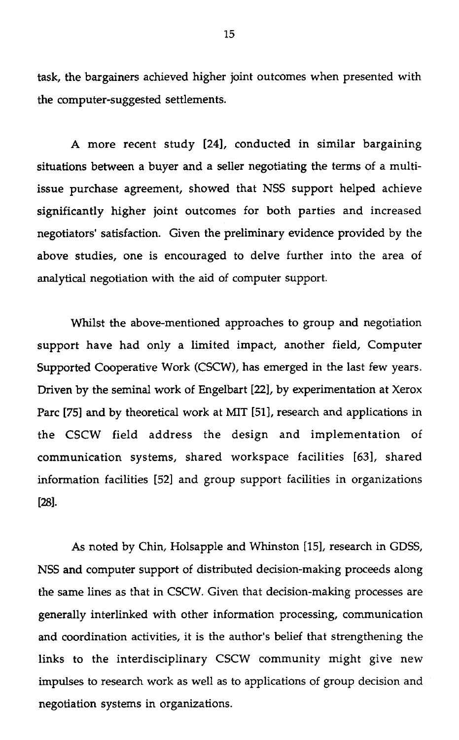task, the bargainers achieved higher joint outcomes when presented with the computer-suggested settlements.

A more recent study [24], conducted in similar bargaining situations between a buyer and a seller negotiating the terms of a multi-issue purchase agreement, showed that NSS support helped achieve significantly higher joint outcomes for both parties and increased negotiators' satisfaction. Given the preliminary evidence provided by the above studies, one is encouraged to delve further into the area of analytical negotiation with the aid of computer support.

Whilst the above-mentioned approaches to group and negotiation support have had only a limited impact, another field, Computer Supported Cooperative Work (CSCW), has emerged in the last few years. Driven by the seminal work of Engelbart [22], by experimentation at Xerox Parc [75] and by theoretical work at MIT [51], research and applications in the CSCW field address the design and implementation of communication systems, shared workspace facilities [63], shared information facilities [52] and group support facilities in organizations [28].

As noted by Chin, Holsapple and Whinston [15], research in GDSS, NSS and computer support of distributed decision-making proceeds along the same lines as that in CSCW. Given that decision-making processes are generally interlinked with other information processing, communication and coordination activities, it is the author's belief that strengthening the links to the interdisciplinary CSCW community might give new impulses to research work as well as to applications of group decision and negotiation systems in organizations.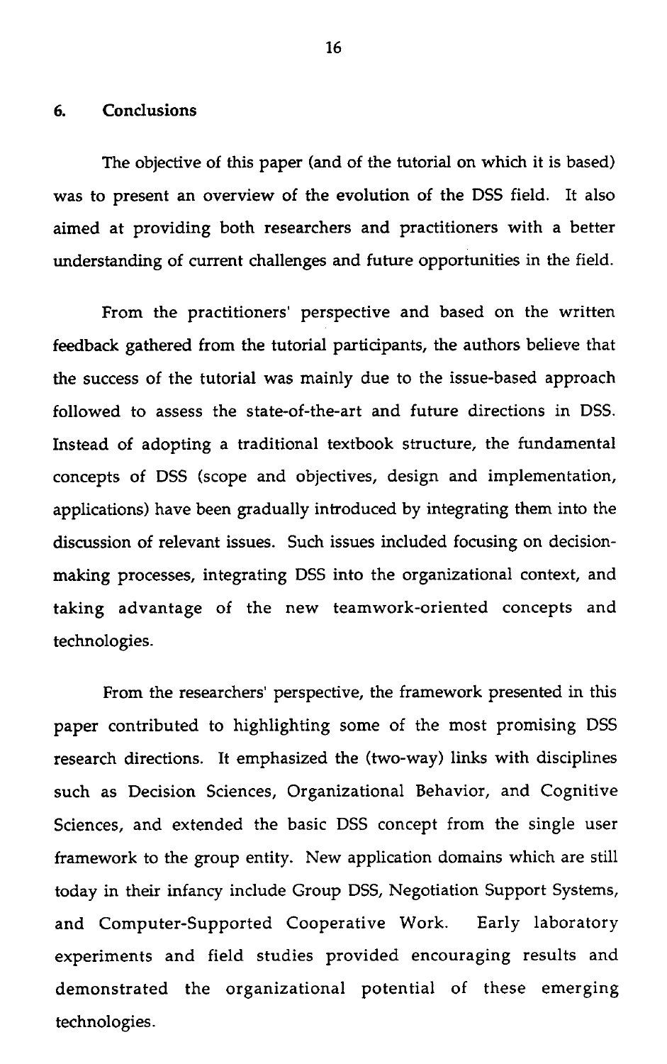## 6. Conclusions

The objective of this paper (and of the tutorial on which it is based) was to present an overview of the evolution of the DSS field. It also aimed at providing both researchers and practitioners with a better understanding of current challenges and future opportunities in the field.

From the practitioners' perspective and based on the written feedback gathered from the tutorial participants, the authors believe that the success of the tutorial was mainly due to the issue-based approach followed to assess the state-of-the-art and future directions in DSS. Instead of adopting a traditional textbook structure, the fundamental concepts of DSS (scope and objectives, design and implementation, applications) have been gradually introduced by integrating them into the discussion of relevant issues. Such issues included focusing on decision-making processes, integrating DSS into the organizational context, and taking advantage of the new teamwork-oriented concepts and technologies.

From the researchers' perspective, the framework presented in this paper contributed to highlighting some of the most promising DSS research directions. It emphasized the (two-way) links with disciplines such as Decision Sciences, Organizational Behavior, and Cognitive Sciences, and extended the basic DSS concept from the single user framework to the group entity. New application domains which are still today in their infancy include Group DSS, Negotiation Support Systems, and Computer-Supported Cooperative Work. Early laboratory experiments and field studies provided encouraging results and demonstrated the organizational potential of these emerging technologies.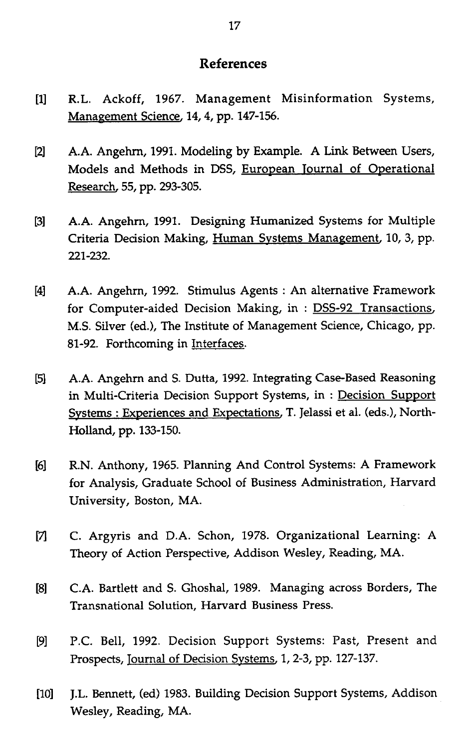## References

[1] R.L. Ackoff, 1967. Management Misinformation Systems, Management Science, 14, 4, pp. 147-156.

[2] A.A. Angehrn, 1991. Modeling by Example. A Link Between Users, Models and Methods in DSS, European Journal of Operational Research, 55, pp. 293-305.

[3] A.A. Angehrn, 1991. Designing Humanized Systems for Multiple Criteria Decision Making, Human Systems Management, 10, 3, pp. 221-232.

[4] A.A. Angehrn, 1992. Stimulus Agents : An alternative Framework for Computer-aided Decision Making, in : DSS-92 Transactions, M.S. Silver (ed.), The Institute of Management Science, Chicago, pp. 81-92. Forthcoming in Interfaces.

[5] A.A. Angehrn and S. Dutta, 1992. Integrating Case-Based Reasoning in Multi-Criteria Decision Support Systems, in : Decision Support Systems : Experiences and Expectations, T. Jelassi et al. (eds.), North-Holland, pp. 133-150.

[6] R.N. Anthony, 1965. Planning And Control Systems: A Framework for Analysis, Graduate School of Business Administration, Harvard University, Boston, MA.

[7] C. Argyris and D.A. Schon, 1978. Organizational Learning: A Theory of Action Perspective, Addison Wesley, Reading, MA.

[8] C.A. Bartlett and S. Ghoshal, 1989. Managing across Borders, The Transnational Solution, Harvard Business Press.

[9] P.C. Bell, 1992. Decision Support Systems: Past, Present and Prospects, Journal of Decision Systems, 1, 2-3, pp. 127-137.

[10] J.L. Bennett, (ed) 1983. Building Decision Support Systems, Addison Wesley, Reading, MA.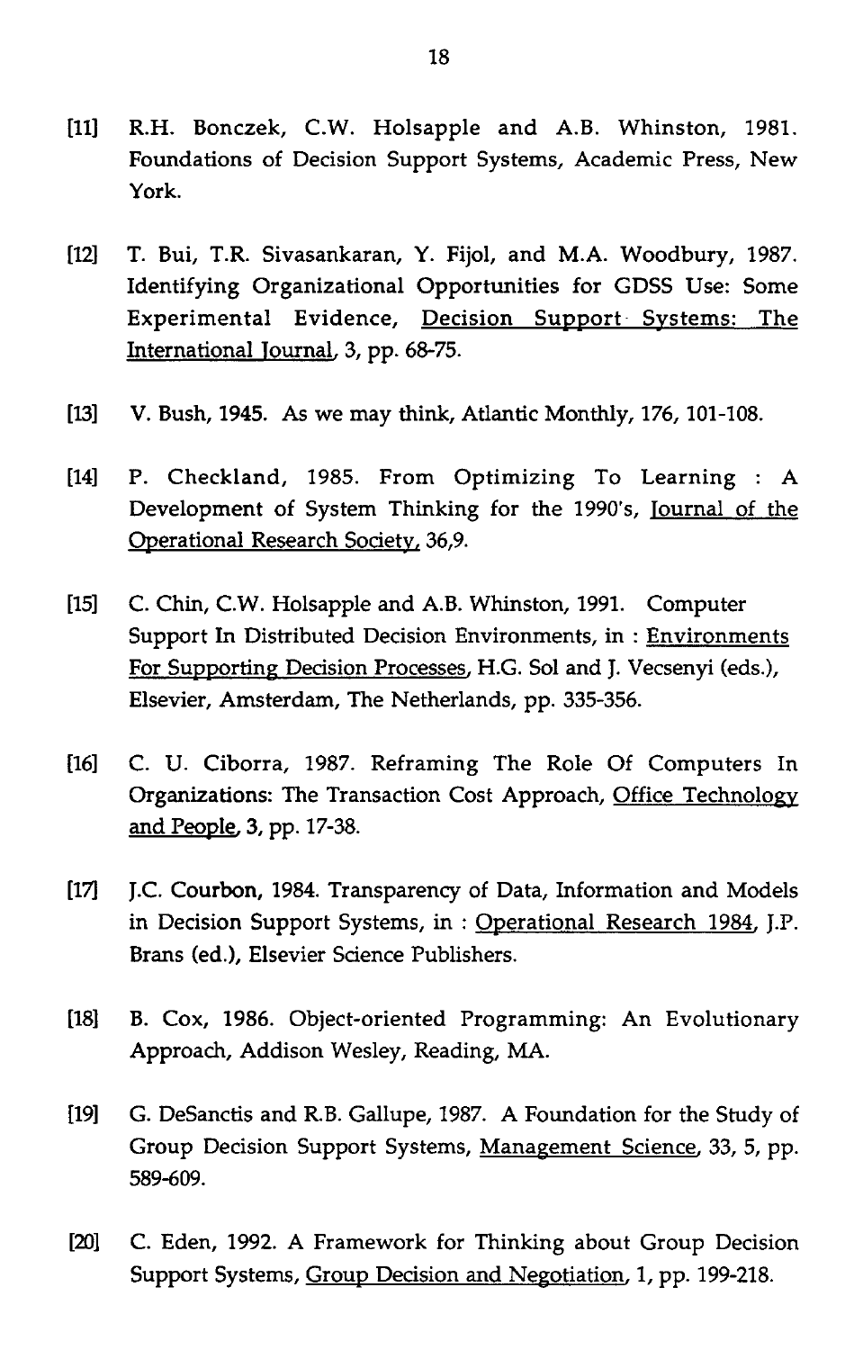[11] R.H. Bonczek, C.W. Holsapple and A.B. Whinston, 1981. Foundations of Decision Support Systems, Academic Press, New York.

[12] T. Bui, T.R. Sivasankaran, Y. Fijol, and M.A. Woodbury, 1987. Identifying Organizational Opportunities for GDSS Use: Some Experimental Evidence, Decision Support Systems: The International Journal, 3, pp. 68-75.

[13] V. Bush, 1945. As we may think, Atlantic Monthly, 176, 101-108.

[14] P. Checkland, 1985. From Optimizing To Learning : A Development of System Thinking for the 1990's, Journal of the Operational Research Society, 36,9.

[15] C. Chin, C.W. Holsapple and A.B. Whinston, 1991. Computer Support In Distributed Decision Environments, in : Environments For Supporting Decision Processes, H.G. Sol and J. Vecsenyi (eds.), Elsevier, Amsterdam, The Netherlands, pp. 335-356.

[16] C. U. Ciborra, 1987. Reframing The Role Of Computers In Organizations: The Transaction Cost Approach, Office Technology and People, 3, pp. 17-38.

[17] J.C. Courbon, 1984. Transparency of Data, Information and Models in Decision Support Systems, in : Operational Research 1984, J.P. Brans (ed.), Elsevier Science Publishers.

[18] B. Cox, 1986. Object-oriented Programming: An Evolutionary Approach, Addison Wesley, Reading, MA.

[19] G. DeSanctis and R.B. Gallupe, 1987. A Foundation for the Study of Group Decision Support Systems, Management Science, 33, 5, pp. 589-609.

[20] C. Eden, 1992. A Framework for Thinking about Group Decision Support Systems, Group Decision and Negotiation, 1, pp. 199-218.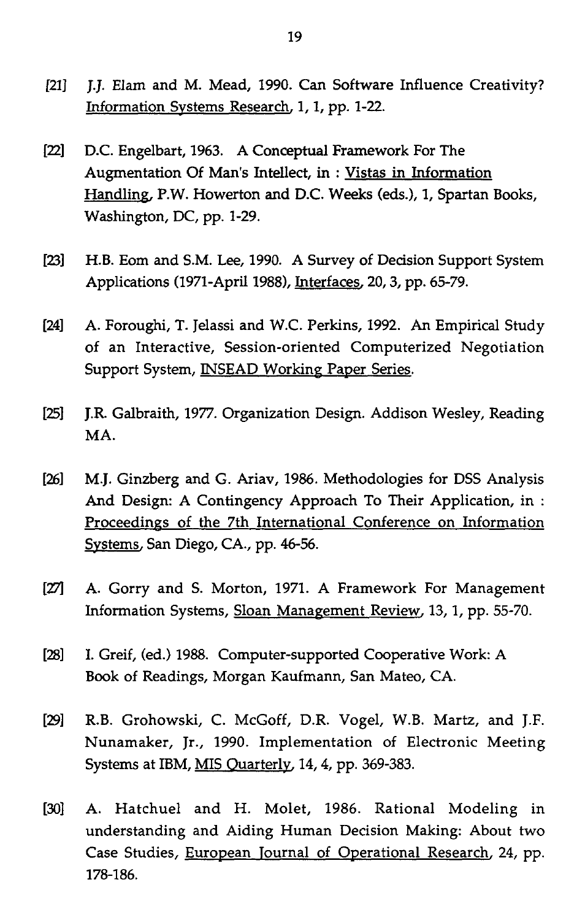[21] J.J. Elam and M. Mead, 1990. Can Software Influence Creativity? Information Systems Research, 1, 1, pp. 1-22.

[22] D.C. Engelbart, 1963. A Conceptual Framework For The Augmentation Of Man's Intellect, in : Vistas in Information Handling, P.W. Howerton and D.C. Weeks (eds.), 1, Spartan Books, Washington, DC, pp. 1-29.

[23] H.B. Eom and S.M. Lee, 1990. A Survey of Decision Support System Applications (1971-April 1988), Interfaces, 20, 3, pp. 65-79.

[24] A. Foroughi, T. Jelassi and W.C. Perkins, 1992. An Empirical Study of an Interactive, Session-oriented Computerized Negotiation Support System, INSEAD Working Paper Series.

[25] J.R. Galbraith, 1977. Organization Design. Addison Wesley, Reading MA.

[26] M.J. Ginzberg and G. Ariav, 1986. Methodologies for DSS Analysis And Design: A Contingency Approach To Their Application, in : Proceedings of the 7th International Conference on Information Systems, San Diego, CA., pp. 46-56.

[27] A. Gorry and S. Morton, 1971. A Framework For Management Information Systems, Sloan Management Review, 13, 1, pp. 55-70.

[28] I. Greif, (ed.) 1988. Computer-supported Cooperative Work: A Book of Readings, Morgan Kaufmann, San Mateo, CA.

[29] R.B. Grohowski, C. McGoff, D.R. Vogel, W.B. Martz, and J.F. Nunamaker, Jr., 1990. Implementation of Electronic Meeting Systems at IBM, MIS Quarterly, 14, 4, pp. 369-383.

[30] A. Hatchuel and H. Molet, 1986. Rational Modeling in understanding and Aiding Human Decision Making: About two Case Studies, European Journal of Operational Research, 24, pp. 178-186.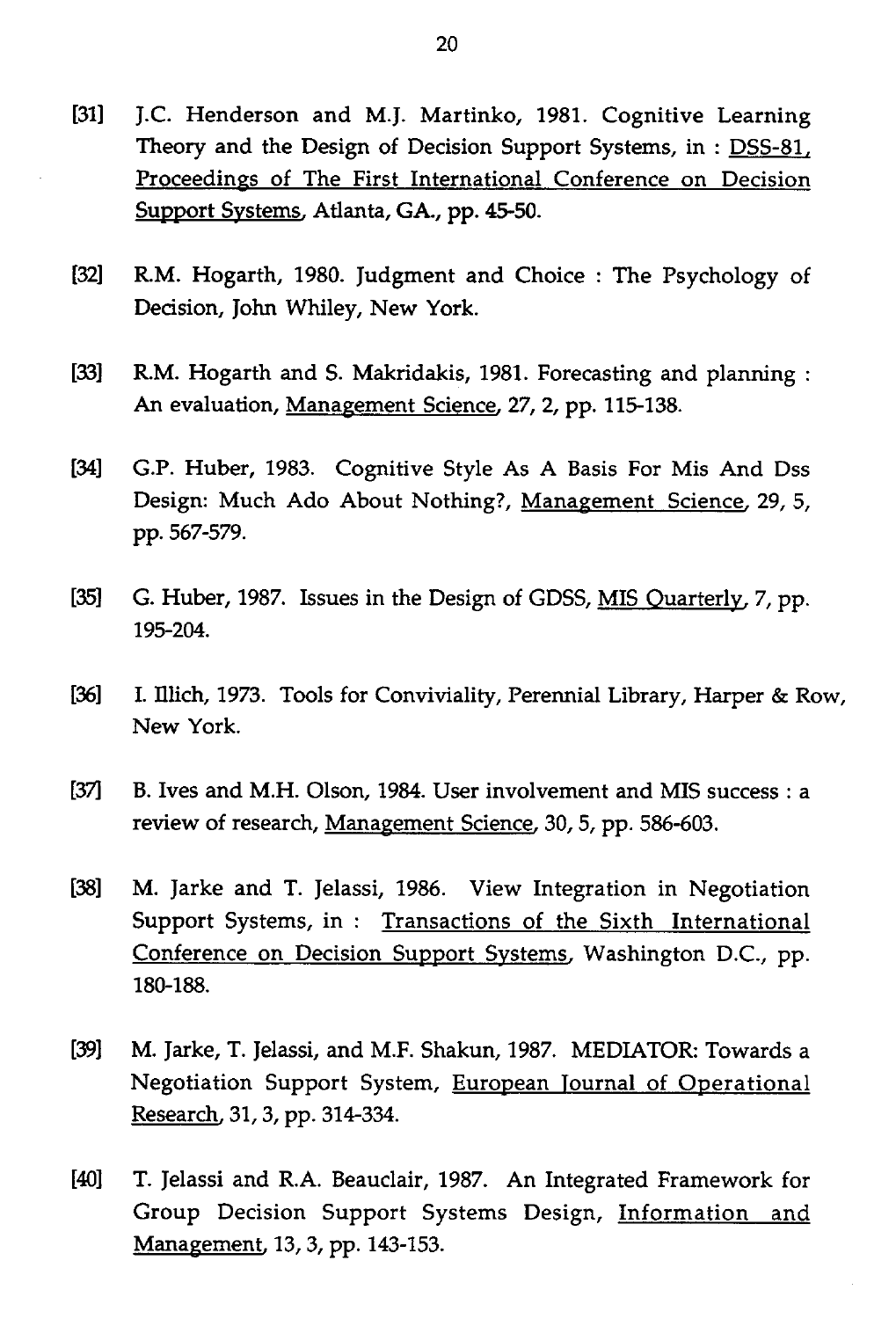[31] J.C. Henderson and M.J. Martinko, 1981. Cognitive Learning Theory and the Design of Decision Support Systems, in : DSS-81, Proceedings of The First International Conference on Decision Support Systems, Atlanta, GA., pp. 45-50.

[32] R.M. Hogarth, 1980. Judgment and Choice : The Psychology of Decision, John Whiley, New York.

[33] R.M. Hogarth and S. Makridakis, 1981. Forecasting and planning : An evaluation, Management Science, 27, 2, pp. 115-138.

[34] G.P. Huber, 1983. Cognitive Style As A Basis For Mis And Dss Design: Much Ado About Nothing?, Management Science, 29, 5, pp. 567-579.

[35] G. Huber, 1987. Issues in the Design of GDSS, MIS Quarterly, 7, pp. 195-204.

[36] I. Illich, 1973. Tools for Conviviality, Perennial Library, Harper & Row, New York.

[37] B. Ives and M.H. Olson, 1984. User involvement and MIS success : a review of research, Management Science, 30, 5, pp. 586-603.

[38] M. Jarke and T. Jelassi, 1986. View Integration in Negotiation Support Systems, in : Transactions of the Sixth International Conference on Decision Support Systems, Washington D.C., pp. 180-188.

[39] M. Jarke, T. Jelassi, and M.F. Shakun, 1987. MEDIATOR: Towards a Negotiation Support System, European Journal of Operational Research, 31, 3, pp. 314-334.

[40] T. Jelassi and R.A. Beauclair, 1987. An Integrated Framework for Group Decision Support Systems Design, Information and Management, 13, 3, pp. 143-153.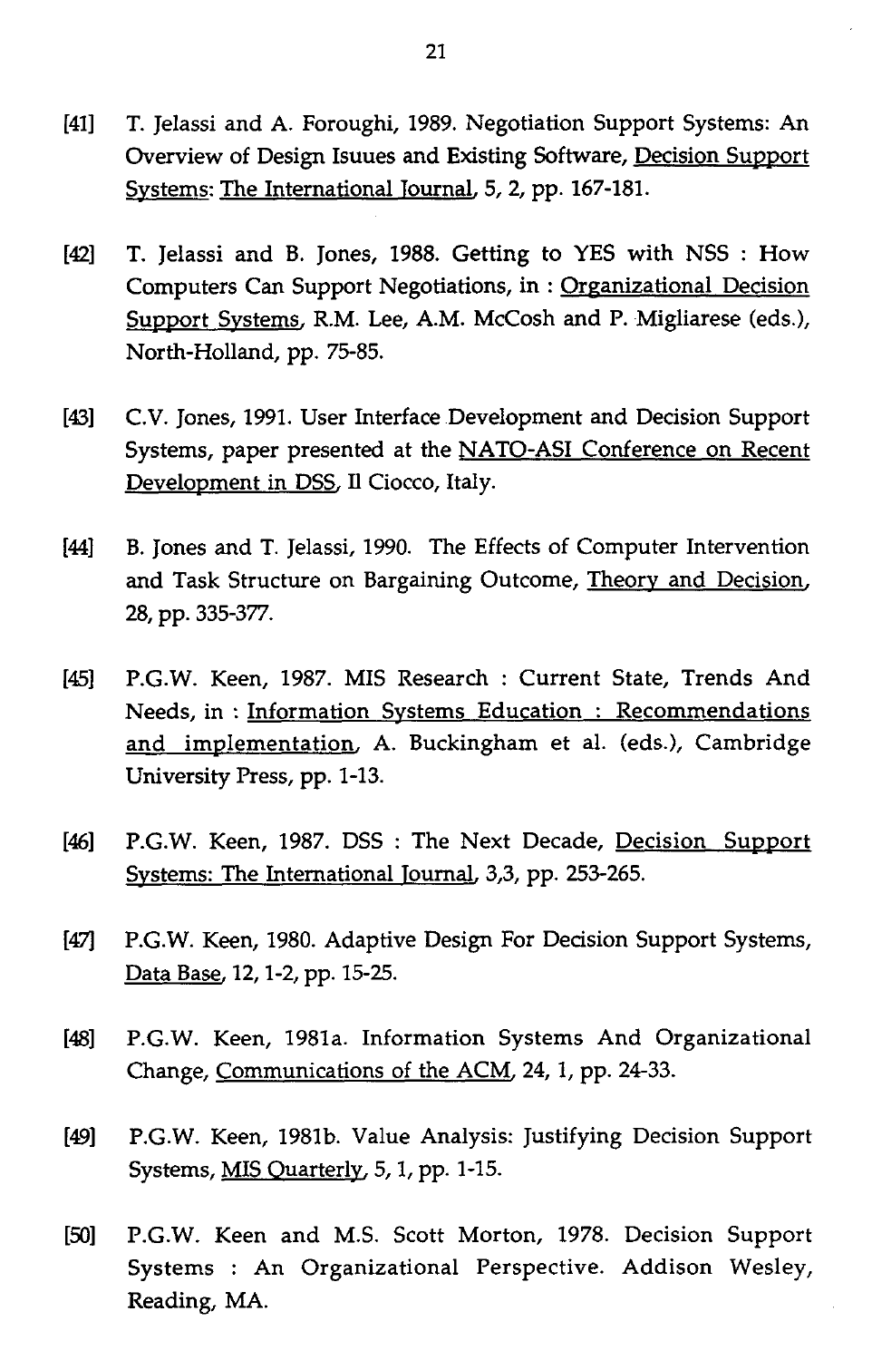[41] T. Jelassi and A. Foroughi, 1989. Negotiation Support Systems: An Overview of Design Isuues and Existing Software, Decision Support Systems: The International Journal, 5, 2, pp. 167-181.

[42] T. Jelassi and B. Jones, 1988. Getting to YES with NSS : How Computers Can Support Negotiations, in : Organizational Decision Support Systems, R.M. Lee, A.M. McCosh and P. Migliarese (eds.), North-Holland, pp. 75-85.

[43] C.V. Jones, 1991. User Interface Development and Decision Support Systems, paper presented at the NATO-ASI Conference on Recent Development in DSS, Il Ciocco, Italy.

[44] B. Jones and T. Jelassi, 1990. The Effects of Computer Intervention and Task Structure on Bargaining Outcome, Theory and Decision, 28, pp. 335-377.

[45] P.G.W. Keen, 1987. MIS Research : Current State, Trends And Needs, in : Information Systems Education : Recommendations and implementation, A. Buckingham et al. (eds.), Cambridge University Press, pp. 1-13.

[46] P.G.W. Keen, 1987. DSS : The Next Decade, Decision Support Systems: The International Journal, 3,3, pp. 253-265.

[47] P.G.W. Keen, 1980. Adaptive Design For Decision Support Systems, Data Base, 12, 1-2, pp. 15-25.

[48] P.G.W. Keen, 1981a. Information Systems And Organizational Change, Communications of the ACM, 24, 1, pp. 24-33.

[49] P.G.W. Keen, 1981b. Value Analysis: Justifying Decision Support Systems, MIS Quarterly, 5, 1, pp. 1-15.

[50] P.G.W. Keen and M.S. Scott Morton, 1978. Decision Support Systems : An Organizational Perspective. Addison Wesley, Reading, MA.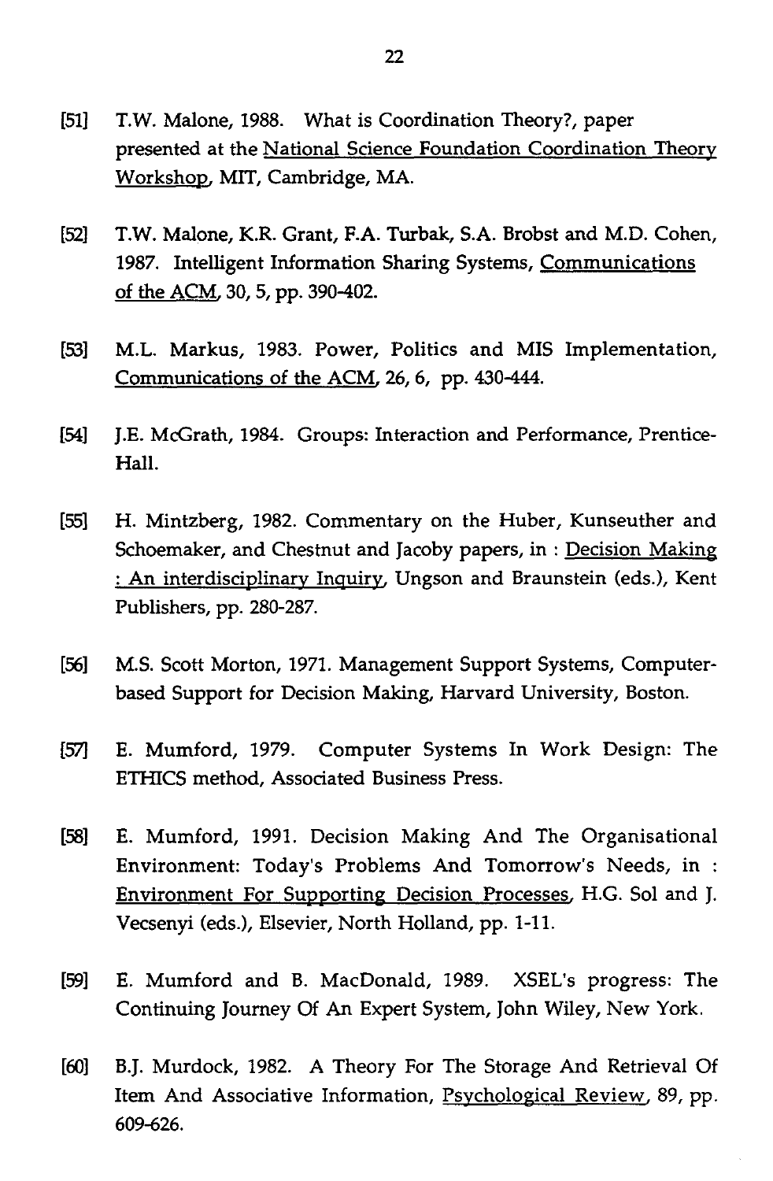[51] T.W. Malone, 1988. What is Coordination Theory?, paper presented at the National Science Foundation Coordination Theory Workshop, MIT, Cambridge, MA.

[52] T.W. Malone, K.R. Grant, F.A. Turbak, S.A. Brobst and M.D. Cohen, 1987. Intelligent Information Sharing Systems, Communications of the ACM, 30, 5, pp. 390-402.

[53] M.L. Markus, 1983. Power, Politics and MIS Implementation, Communications of the ACM, 26, 6, pp. 430-444.

[54] J.E. McGrath, 1984. Groups: Interaction and Performance, Prentice-Hall.

[55] H. Mintzberg, 1982. Commentary on the Huber, Kunseuther and Schoemaker, and Chestnut and Jacoby papers, in : Decision Making : An interdisciplinary Inquiry, Ungson and Braunstein (eds.), Kent Publishers, pp. 280-287.

[56] M.S. Scott Morton, 1971. Management Support Systems, Computer-based Support for Decision Making, Harvard University, Boston.

[57] E. Mumford, 1979. Computer Systems In Work Design: The ETHICS method, Associated Business Press.

[58] E. Mumford, 1991. Decision Making And The Organisational Environment: Today's Problems And Tomorrow's Needs, in : Environment For Supporting Decision Processes, H.G. Sol and J. Vecsenyi (eds.), Elsevier, North Holland, pp. 1-11.

[59] E. Mumford and B. MacDonald, 1989. XSEL's progress: The Continuing Journey Of An Expert System, John Wiley, New York.

[60] B.J. Murdock, 1982. A Theory For The Storage And Retrieval Of Item And Associative Information, Psychological Review, 89, pp. 609-626.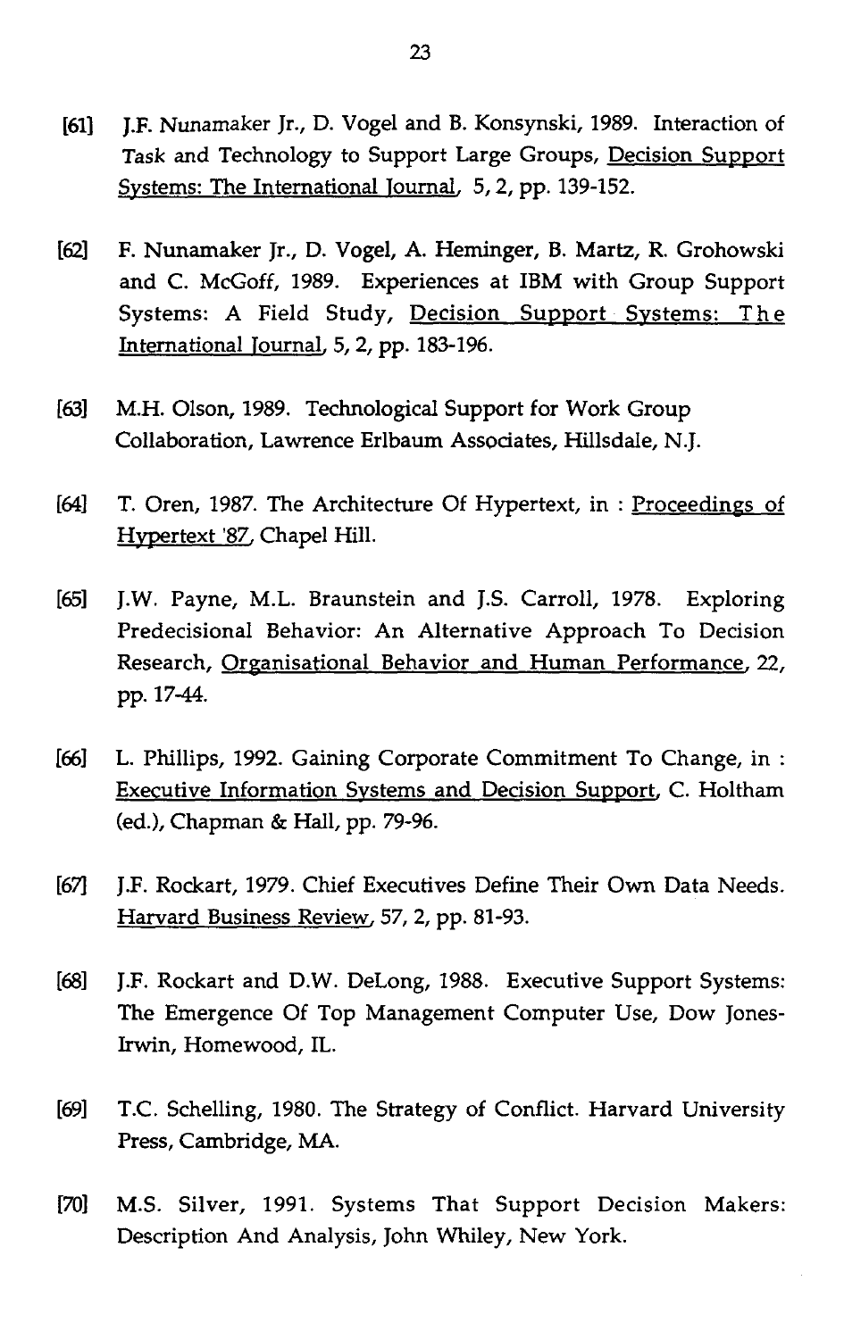[61] J.F. Nunamaker Jr., D. Vogel and B. Konsynski, 1989. Interaction of Task and Technology to Support Large Groups, Decision Support Systems: The International Journal, 5, 2, pp. 139-152.

[62] F. Nunamaker Jr., D. Vogel, A. Heminger, B. Martz, R. Grohowski and C. McGoff, 1989. Experiences at IBM with Group Support Systems: A Field Study, Decision Support Systems: The International Journal, 5, 2, pp. 183-196.

[63] M.H. Olson, 1989. Technological Support for Work Group Collaboration, Lawrence Erlbaum Associates, Hillsdale, N.J.

[64] T. Oren, 1987. The Architecture Of Hypertext, in : Proceedings of Hypertext '87, Chapel Hill.

[65] J.W. Payne, M.L. Braunstein and J.S. Carroll, 1978. Exploring Predecisional Behavior: An Alternative Approach To Decision Research, Organisational Behavior and Human Performance, 22, pp. 17-44.

[66] L. Phillips, 1992. Gaining Corporate Commitment To Change, in : Executive Information Systems and Decision Support, C. Holtham (ed.), Chapman & Hall, pp. 79-96.

[67] J.F. Rockart, 1979. Chief Executives Define Their Own Data Needs. Harvard Business Review, 57, 2, pp. 81-93.

[68] J.F. Rockart and D.W. DeLong, 1988. Executive Support Systems: The Emergence Of Top Management Computer Use, Dow Jones-Irwin, Homewood, IL.

[69] T.C. Schelling, 1980. The Strategy of Conflict. Harvard University Press, Cambridge, MA.

[70] M.S. Silver, 1991. Systems That Support Decision Makers: Description And Analysis, John Whiley, New York.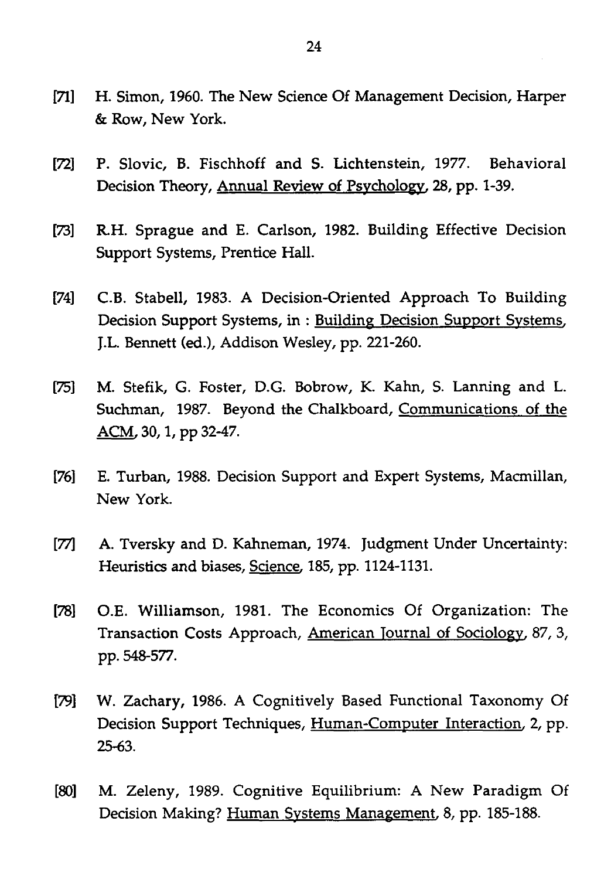[71] H. Simon, 1960. The New Science Of Management Decision, Harper & Row, New York.

[72] P. Slovic, B. Fischhoff and S. Lichtenstein, 1977. Behavioral Decision Theory, Annual Review of Psychology, 28, pp. 1-39.

[73] R.H. Sprague and E. Carlson, 1982. Building Effective Decision Support Systems, Prentice Hall.

[74] C.B. Stabell, 1983. A Decision-Oriented Approach To Building Decision Support Systems, in : Building Decision Support Systems, J.L. Bennett (ed.), Addison Wesley, pp. 221-260.

[75] M. Stefik, G. Foster, D.G. Bobrow, K. Kahn, S. Lanning and L. Suchman, 1987. Beyond the Chalkboard, Communications of the ACM, 30, 1, pp 32-47.

[76] E. Turban, 1988. Decision Support and Expert Systems, Macmillan, New York.

[77] A. Tversky and D. Kahneman, 1974. Judgment Under Uncertainty: Heuristics and biases, Science, 185, pp. 1124-1131.

[78] O.E. Williamson, 1981. The Economics Of Organization: The Transaction Costs Approach, American Journal of Sociology, 87, 3, pp. 548-577.

[79] W. Zachary, 1986. A Cognitively Based Functional Taxonomy Of Decision Support Techniques, Human-Computer Interaction, 2, pp. 25-63.

[80] M. Zeleny, 1989. Cognitive Equilibrium: A New Paradigm Of Decision Making? Human Systems Management, 8, pp. 185-188.